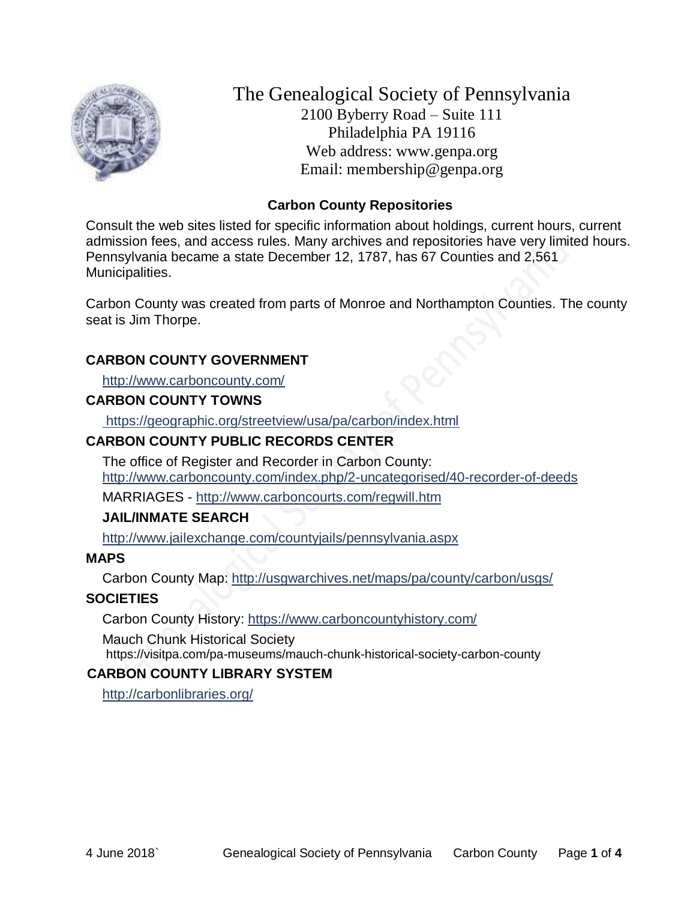# The Genealogical Society of Pennsylvania

2100 Byberry Road – Suite 111
Philadelphia PA 19116
Web address: www.genpa.org
Email: membership@genpa.org

## Carbon County Repositories

Consult the web sites listed for specific information about holdings, current hours, current admission fees, and access rules. Many archives and repositories have very limited hours. Pennsylvania became a state December 12, 1787, has 67 Counties and 2,561 Municipalities.

Carbon County was created from parts of Monroe and Northampton Counties. The county seat is Jim Thorpe.

### CARBON COUNTY GOVERNMENT

http://www.carboncounty.com/

### CARBON COUNTY TOWNS

https://geographic.org/streetview/usa/pa/carbon/index.html

### CARBON COUNTY PUBLIC RECORDS CENTER

The office of Register and Recorder in Carbon County:
http://www.carboncounty.com/index.php/2-uncategorised/40-recorder-of-deeds

MARRIAGES - http://www.carboncourts.com/regwill.htm

### JAIL/INMATE SEARCH

http://www.jailexchange.com/countyjails/pennsylvania.aspx

### MAPS

Carbon County Map: http://usgwarchives.net/maps/pa/county/carbon/usgs/

### SOCIETIES

Carbon County History: https://www.carboncountyhistory.com/

Mauch Chunk Historical Society
https://visitpa.com/pa-museums/mauch-chunk-historical-society-carbon-county

### CARBON COUNTY LIBRARY SYSTEM

http://carbonlibraries.org/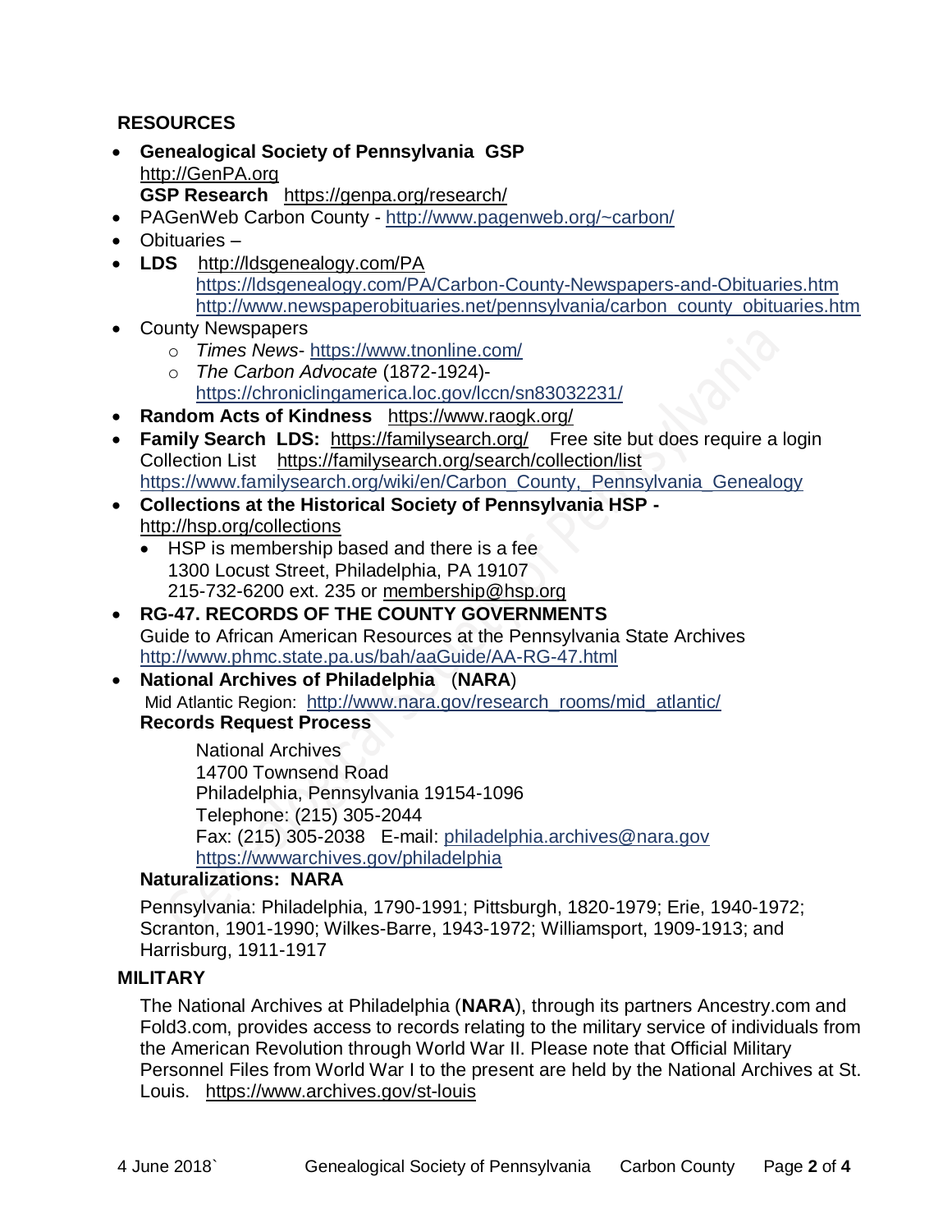## RESOURCES

- **Genealogical Society of Pennsylvania GSP**
  http://GenPA.org
  **GSP Research** https://genpa.org/research/
- PAGenWeb Carbon County - http://www.pagenweb.org/~carbon/
- Obituaries –
- **LDS** http://ldsgenealogy.com/PA
  https://ldsgenealogy.com/PA/Carbon-County-Newspapers-and-Obituaries.htm
  http://www.newspaperobituaries.net/pennsylvania/carbon_county_obituaries.htm
- County Newspapers
  - *Times News*- https://www.tnonline.com/
  - *The Carbon Advocate* (1872-1924)-
    https://chroniclingamerica.loc.gov/lccn/sn83032231/
- **Random Acts of Kindness** https://www.raogk.org/
- **Family Search LDS:** https://familysearch.org/ Free site but does require a login
  Collection List https://familysearch.org/search/collection/list
  https://www.familysearch.org/wiki/en/Carbon_County,_Pennsylvania_Genealogy
- **Collections at the Historical Society of Pennsylvania HSP -**
  http://hsp.org/collections
  - HSP is membership based and there is a fee
    1300 Locust Street, Philadelphia, PA 19107
    215-732-6200 ext. 235 or membership@hsp.org
- **RG-47. RECORDS OF THE COUNTY GOVERNMENTS**
  Guide to African American Resources at the Pennsylvania State Archives
  http://www.phmc.state.pa.us/bah/aaGuide/AA-RG-47.html
- **National Archives of Philadelphia** (**NARA**)
  Mid Atlantic Region: http://www.nara.gov/research_rooms/mid_atlantic/
  **Records Request Process**

  National Archives
  14700 Townsend Road
  Philadelphia, Pennsylvania 19154-1096
  Telephone: (215) 305-2044
  Fax: (215) 305-2038 E-mail: philadelphia.archives@nara.gov
  https://wwwarchives.gov/philadelphia

  **Naturalizations: NARA**

  Pennsylvania: Philadelphia, 1790-1991; Pittsburgh, 1820-1979; Erie, 1940-1972; Scranton, 1901-1990; Wilkes-Barre, 1943-1972; Williamsport, 1909-1913; and Harrisburg, 1911-1917

## MILITARY

The National Archives at Philadelphia (**NARA**), through its partners Ancestry.com and Fold3.com, provides access to records relating to the military service of individuals from the American Revolution through World War II. Please note that Official Military Personnel Files from World War I to the present are held by the National Archives at St. Louis. https://www.archives.gov/st-louis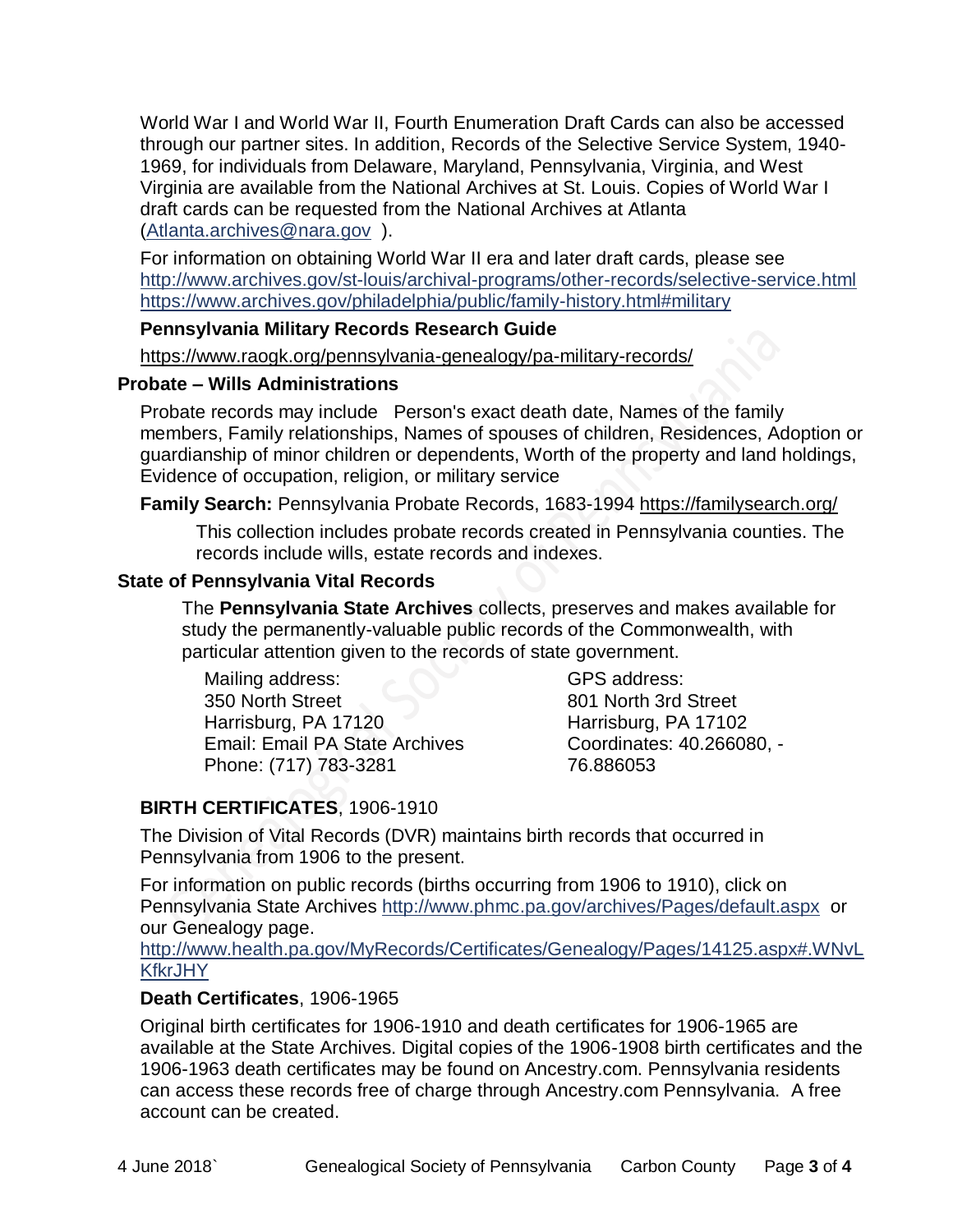World War I and World War II, Fourth Enumeration Draft Cards can also be accessed through our partner sites. In addition, Records of the Selective Service System, 1940-1969, for individuals from Delaware, Maryland, Pennsylvania, Virginia, and West Virginia are available from the National Archives at St. Louis. Copies of World War I draft cards can be requested from the National Archives at Atlanta (Atlanta.archives@nara.gov ).

For information on obtaining World War II era and later draft cards, please see http://www.archives.gov/st-louis/archival-programs/other-records/selective-service.html https://www.archives.gov/philadelphia/public/family-history.html#military

**Pennsylvania Military Records Research Guide**

https://www.raogk.org/pennsylvania-genealogy/pa-military-records/

## Probate – Wills Administrations

Probate records may include Person's exact death date, Names of the family members, Family relationships, Names of spouses of children, Residences, Adoption or guardianship of minor children or dependents, Worth of the property and land holdings, Evidence of occupation, religion, or military service

**Family Search:** Pennsylvania Probate Records, 1683-1994 https://familysearch.org/

This collection includes probate records created in Pennsylvania counties. The records include wills, estate records and indexes.

## State of Pennsylvania Vital Records

The **Pennsylvania State Archives** collects, preserves and makes available for study the permanently-valuable public records of the Commonwealth, with particular attention given to the records of state government.

Mailing address:
350 North Street
Harrisburg, PA 17120
Email: Email PA State Archives
Phone: (717) 783-3281

GPS address:
801 North 3rd Street
Harrisburg, PA 17102
Coordinates: 40.266080, -76.886053

**BIRTH CERTIFICATES**, 1906-1910

The Division of Vital Records (DVR) maintains birth records that occurred in Pennsylvania from 1906 to the present.

For information on public records (births occurring from 1906 to 1910), click on Pennsylvania State Archives http://www.phmc.pa.gov/archives/Pages/default.aspx or our Genealogy page.
http://www.health.pa.gov/MyRecords/Certificates/Genealogy/Pages/14125.aspx#.WNvLKfkrJHY

**Death Certificates**, 1906-1965

Original birth certificates for 1906-1910 and death certificates for 1906-1965 are available at the State Archives. Digital copies of the 1906-1908 birth certificates and the 1906-1963 death certificates may be found on Ancestry.com. Pennsylvania residents can access these records free of charge through Ancestry.com Pennsylvania. A free account can be created.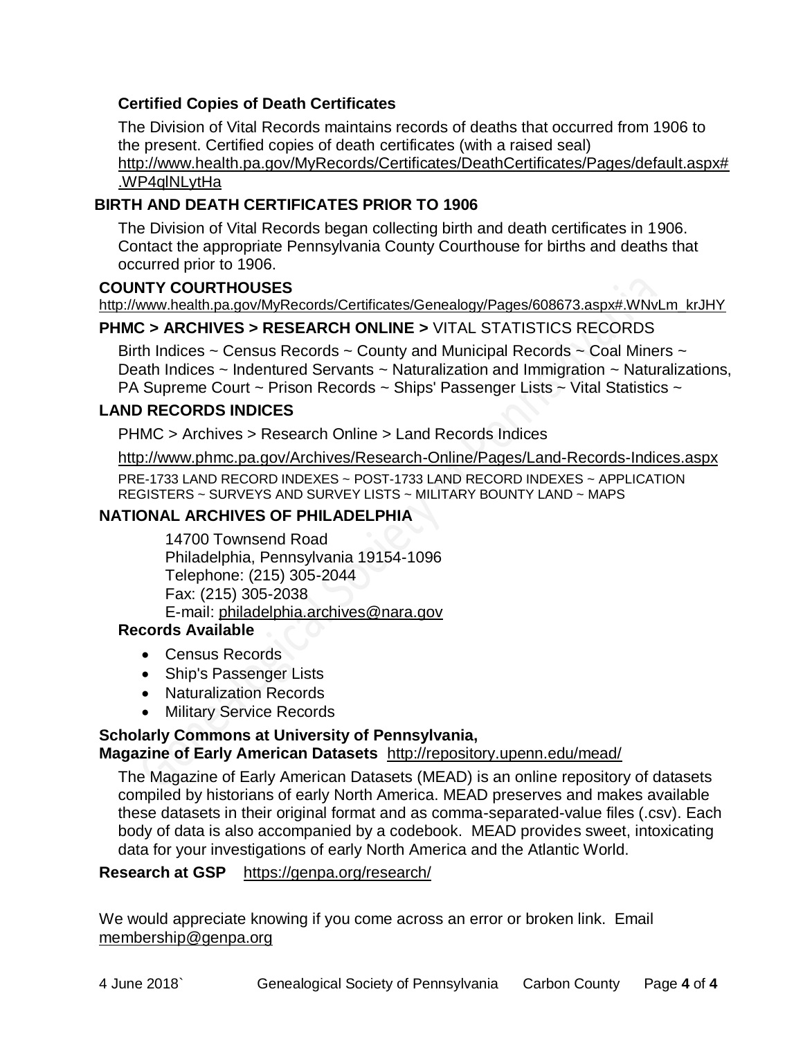### Certified Copies of Death Certificates

The Division of Vital Records maintains records of deaths that occurred from 1906 to the present. Certified copies of death certificates (with a raised seal) http://www.health.pa.gov/MyRecords/Certificates/DeathCertificates/Pages/default.aspx#.WP4qlNLytHa

## BIRTH AND DEATH CERTIFICATES PRIOR TO 1906

The Division of Vital Records began collecting birth and death certificates in 1906. Contact the appropriate Pennsylvania County Courthouse for births and deaths that occurred prior to 1906.

## COUNTY COURTHOUSES

http://www.health.pa.gov/MyRecords/Certificates/Genealogy/Pages/608673.aspx#.WNvLm_krJHY

## PHMC > ARCHIVES > RESEARCH ONLINE > VITAL STATISTICS RECORDS

Birth Indices ~ Census Records ~ County and Municipal Records ~ Coal Miners ~ Death Indices ~ Indentured Servants ~ Naturalization and Immigration ~ Naturalizations, PA Supreme Court ~ Prison Records ~ Ships' Passenger Lists ~ Vital Statistics ~

## LAND RECORDS INDICES

PHMC > Archives > Research Online > Land Records Indices

http://www.phmc.pa.gov/Archives/Research-Online/Pages/Land-Records-Indices.aspx

PRE-1733 LAND RECORD INDEXES ~ POST-1733 LAND RECORD INDEXES ~ APPLICATION REGISTERS ~ SURVEYS AND SURVEY LISTS ~ MILITARY BOUNTY LAND ~ MAPS

## NATIONAL ARCHIVES OF PHILADELPHIA

14700 Townsend Road
Philadelphia, Pennsylvania 19154-1096
Telephone: (215) 305-2044
Fax: (215) 305-2038
E-mail: philadelphia.archives@nara.gov

### Records Available

- Census Records
- Ship's Passenger Lists
- Naturalization Records
- Military Service Records

## Scholarly Commons at University of Pennsylvania, Magazine of Early American Datasets http://repository.upenn.edu/mead/

The Magazine of Early American Datasets (MEAD) is an online repository of datasets compiled by historians of early North America. MEAD preserves and makes available these datasets in their original format and as comma-separated-value files (.csv). Each body of data is also accompanied by a codebook. MEAD provides sweet, intoxicating data for your investigations of early North America and the Atlantic World.

**Research at GSP** https://genpa.org/research/

We would appreciate knowing if you come across an error or broken link. Email membership@genpa.org